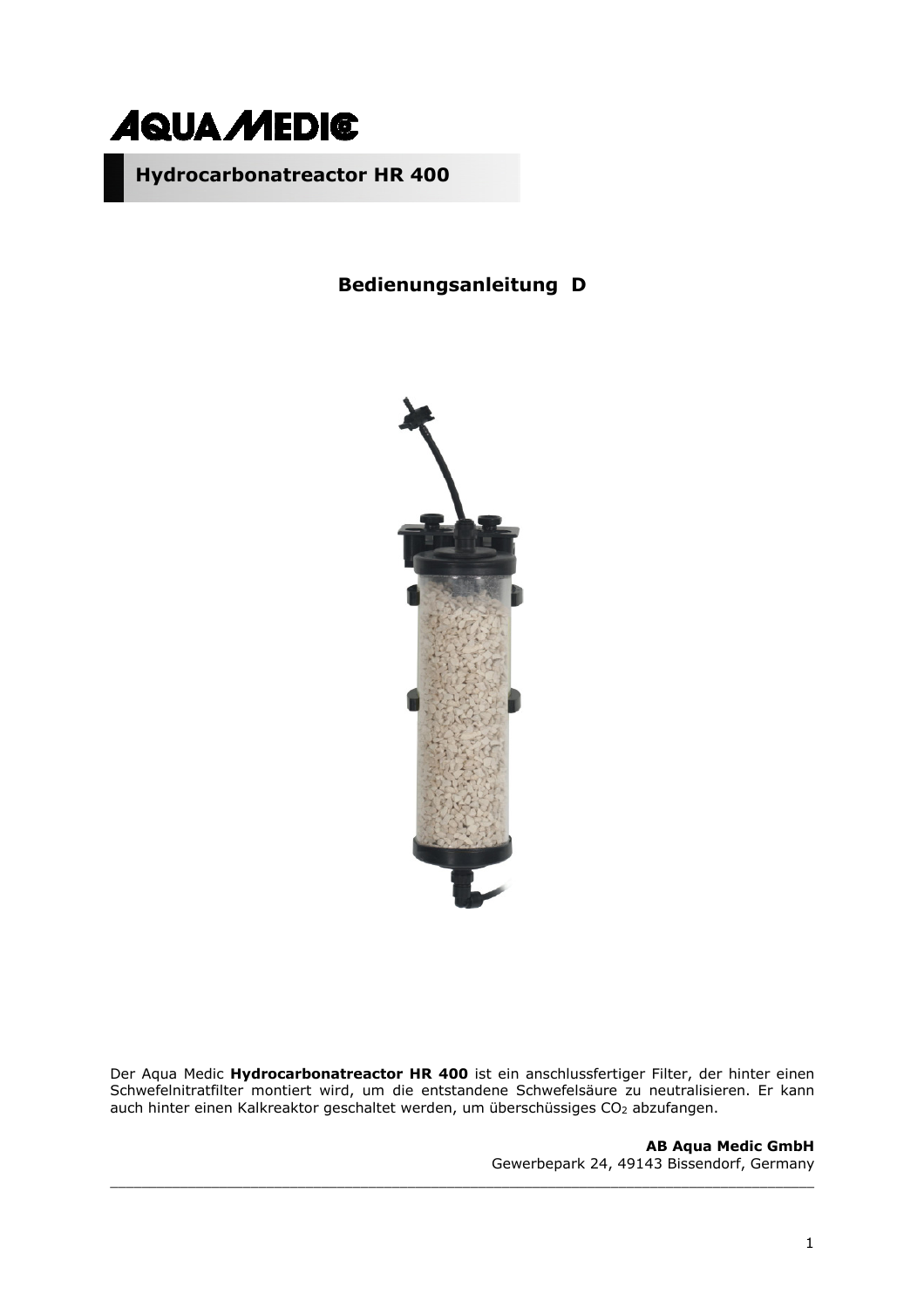# AQUA MEDIC

## Hydrocarbonatreactor HR 400

### Bedienungsanleitung D

Der Aqua Medic **Hydrocarbonatreactor HR 400** ist ein anschlussfertiger Filter, der hinter einen Schwefelnitratfilter montiert wird, um die entstandene Schwefelsäure zu neutralisieren. Er kann auch hinter einen Kalkreaktor geschaltet werden, um überschüssiges $CO_2$ abzufangen.

**AB Aqua Medic GmbH**
Gewerbepark 24, 49143 Bissendorf, Germany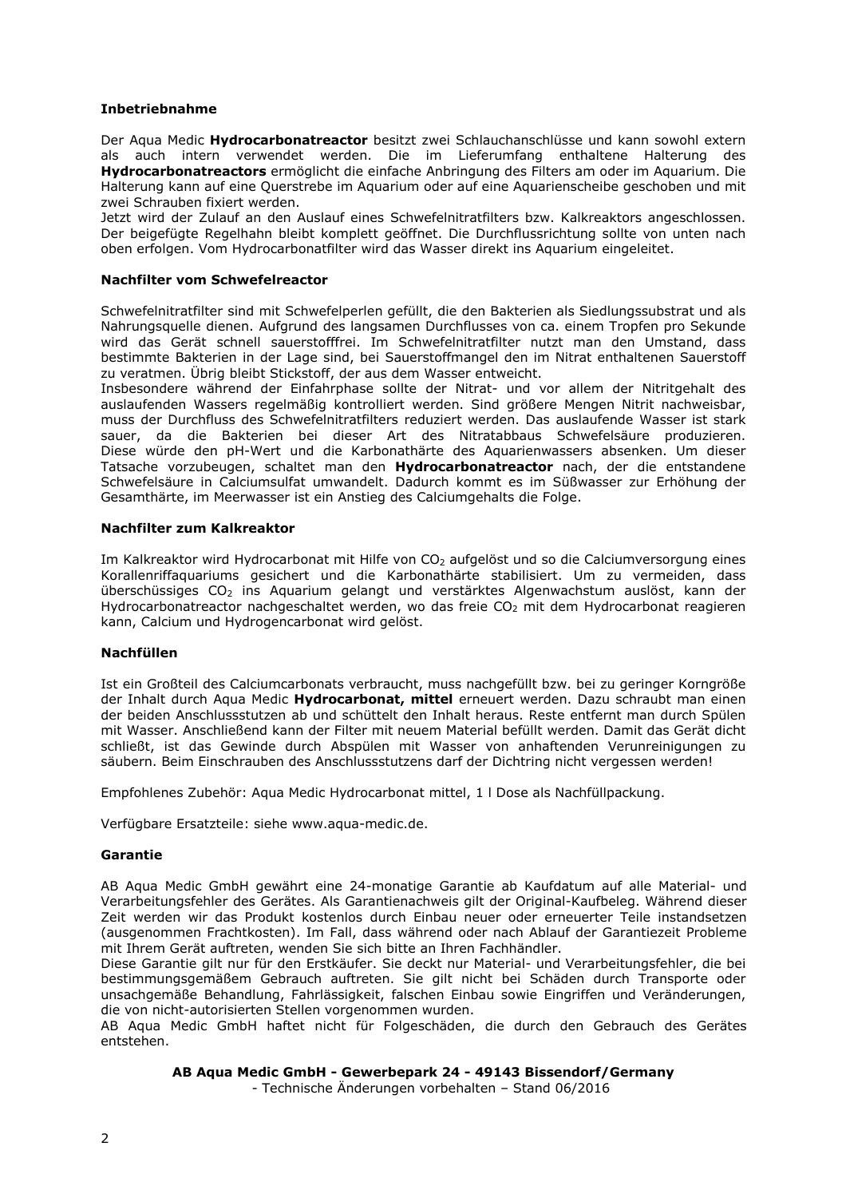### Inbetriebnahme

Der Aqua Medic **Hydrocarbonatreactor** besitzt zwei Schlauchanschlüsse und kann sowohl extern als auch intern verwendet werden. Die im Lieferumfang enthaltene Halterung des **Hydrocarbonatreactors** ermöglicht die einfache Anbringung des Filters am oder im Aquarium. Die Halterung kann auf eine Querstrebe im Aquarium oder auf eine Aquarienscheibe geschoben und mit zwei Schrauben fixiert werden.
Jetzt wird der Zulauf an den Auslauf eines Schwefelnitratfilters bzw. Kalkreaktors angeschlossen. Der beigefügte Regelhahn bleibt komplett geöffnet. Die Durchflussrichtung sollte von unten nach oben erfolgen. Vom Hydrocarbonatfilter wird das Wasser direkt ins Aquarium eingeleitet.

### Nachfilter vom Schwefelreactor

Schwefelnitratfilter sind mit Schwefelperlen gefüllt, die den Bakterien als Siedlungssubstrat und als Nahrungsquelle dienen. Aufgrund des langsamen Durchflusses von ca. einem Tropfen pro Sekunde wird das Gerät schnell sauerstofffrei. Im Schwefelnitratfilter nutzt man den Umstand, dass bestimmte Bakterien in der Lage sind, bei Sauerstoffmangel den im Nitrat enthaltenen Sauerstoff zu veratmen. Übrig bleibt Stickstoff, der aus dem Wasser entweicht.
Insbesondere während der Einfahrphase sollte der Nitrat- und vor allem der Nitritgehalt des auslaufenden Wassers regelmäßig kontrolliert werden. Sind größere Mengen Nitrit nachweisbar, muss der Durchfluss des Schwefelnitratfilters reduziert werden. Das auslaufende Wasser ist stark sauer, da die Bakterien bei dieser Art des Nitratabbaus Schwefelsäure produzieren. Diese würde den pH-Wert und die Karbonathärte des Aquarienwassers absenken. Um dieser Tatsache vorzubeugen, schaltet man den **Hydrocarbonatreactor** nach, der die entstandene Schwefelsäure in Calciumsulfat umwandelt. Dadurch kommt es im Süßwasser zur Erhöhung der Gesamthärte, im Meerwasser ist ein Anstieg des Calciumgehalts die Folge.

### Nachfilter zum Kalkreaktor

Im Kalkreaktor wird Hydrocarbonat mit Hilfe von $CO_2$ aufgelöst und so die Calciumversorgung eines Korallenriffaquariums gesichert und die Karbonathärte stabilisiert. Um zu vermeiden, dass überschüssiges $CO_2$ ins Aquarium gelangt und verstärktes Algenwachstum auslöst, kann der Hydrocarbonatreactor nachgeschaltet werden, wo das freie $CO_2$ mit dem Hydrocarbonat reagieren kann, Calcium und Hydrogencarbonat wird gelöst.

### Nachfüllen

Ist ein Großteil des Calciumcarbonats verbraucht, muss nachgefüllt bzw. bei zu geringer Korngröße der Inhalt durch Aqua Medic **Hydrocarbonat, mittel** erneuert werden. Dazu schraubt man einen der beiden Anschlussstutzen ab und schüttelt den Inhalt heraus. Reste entfernt man durch Spülen mit Wasser. Anschließend kann der Filter mit neuem Material befüllt werden. Damit das Gerät dicht schließt, ist das Gewinde durch Abspülen mit Wasser von anhaftenden Verunreinigungen zu säubern. Beim Einschrauben des Anschlussstutzens darf der Dichtring nicht vergessen werden!

Empfohlenes Zubehör: Aqua Medic Hydrocarbonat mittel, 1 l Dose als Nachfüllpackung.

Verfügbare Ersatzteile: siehe www.aqua-medic.de.

### Garantie

AB Aqua Medic GmbH gewährt eine 24-monatige Garantie ab Kaufdatum auf alle Material- und Verarbeitungsfehler des Gerätes. Als Garantienachweis gilt der Original-Kaufbeleg. Während dieser Zeit werden wir das Produkt kostenlos durch Einbau neuer oder erneuerter Teile instandsetzen (ausgenommen Frachtkosten). Im Fall, dass während oder nach Ablauf der Garantiezeit Probleme mit Ihrem Gerät auftreten, wenden Sie sich bitte an Ihren Fachhändler.
Diese Garantie gilt nur für den Erstkäufer. Sie deckt nur Material- und Verarbeitungsfehler, die bei bestimmungsgemäßem Gebrauch auftreten. Sie gilt nicht bei Schäden durch Transporte oder unsachgemäße Behandlung, Fahrlässigkeit, falschen Einbau sowie Eingriffen und Veränderungen, die von nicht-autorisierten Stellen vorgenommen wurden.
AB Aqua Medic GmbH haftet nicht für Folgeschäden, die durch den Gebrauch des Gerätes entstehen.

**AB Aqua Medic GmbH - Gewerbepark 24 - 49143 Bissendorf/Germany**
- Technische Änderungen vorbehalten – Stand 06/2016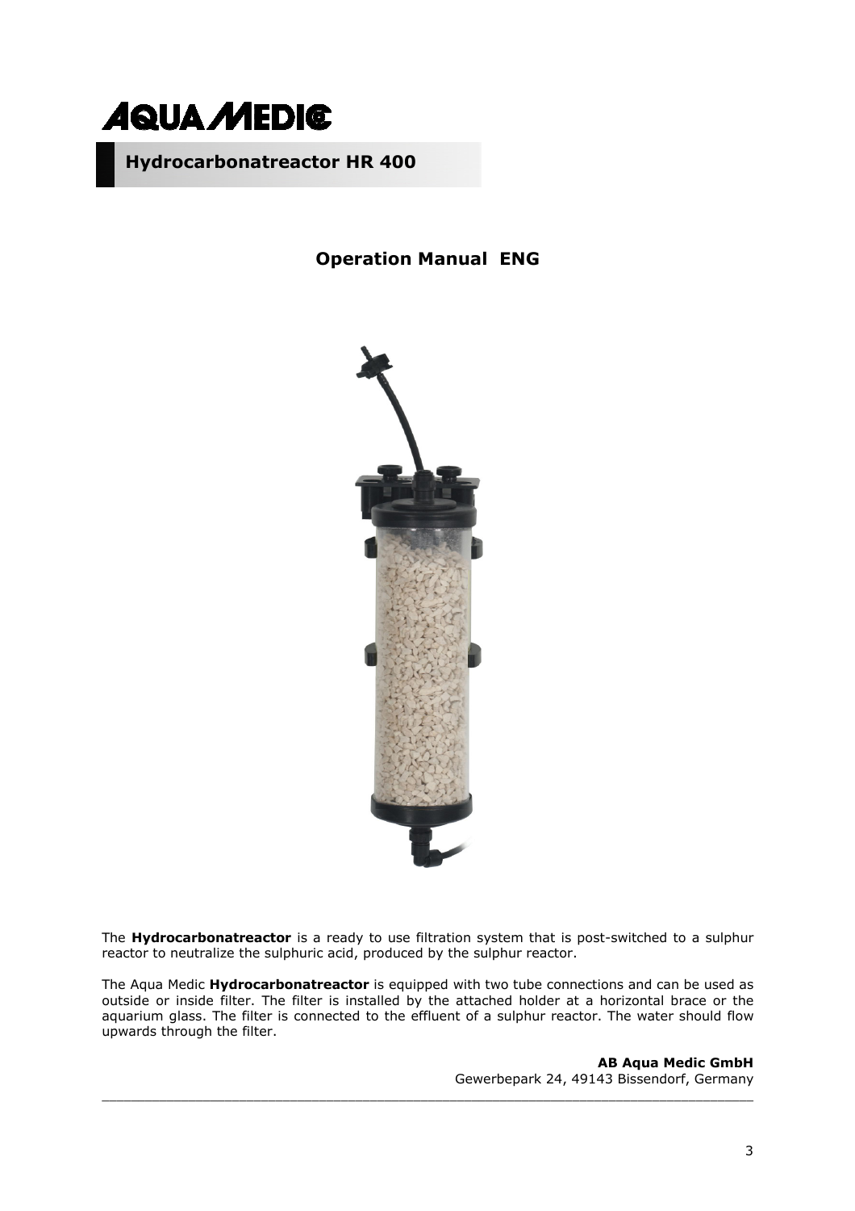# AQUA MEDIC

## Hydrocarbonatreactor HR 400

### Operation Manual ENG

The **Hydrocarbonatreactor** is a ready to use filtration system that is post-switched to a sulphur reactor to neutralize the sulphuric acid, produced by the sulphur reactor.

The Aqua Medic **Hydrocarbonatreactor** is equipped with two tube connections and can be used as outside or inside filter. The filter is installed by the attached holder at a horizontal brace or the aquarium glass. The filter is connected to the effluent of a sulphur reactor. The water should flow upwards through the filter.

**AB Aqua Medic GmbH**
Gewerbepark 24, 49143 Bissendorf, Germany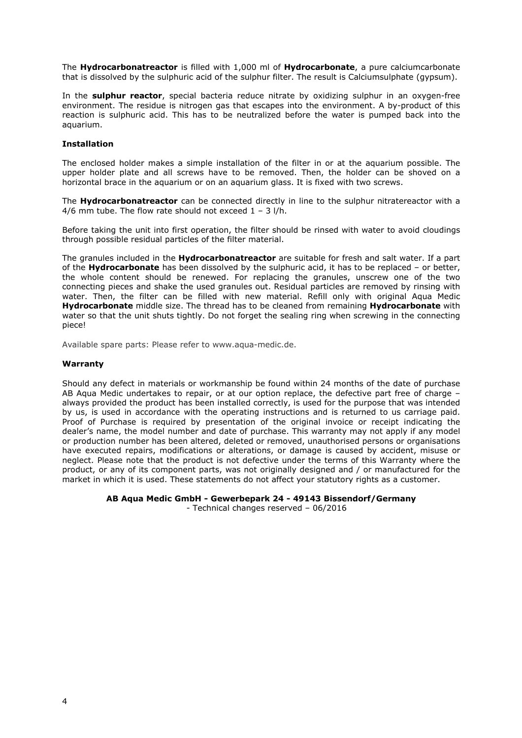The **Hydrocarbonatreactor** is filled with 1,000 ml of **Hydrocarbonate**, a pure calciumcarbonate that is dissolved by the sulphuric acid of the sulphur filter. The result is Calciumsulphate (gypsum).

In the **sulphur reactor**, special bacteria reduce nitrate by oxidizing sulphur in an oxygen-free environment. The residue is nitrogen gas that escapes into the environment. A by-product of this reaction is sulphuric acid. This has to be neutralized before the water is pumped back into the aquarium.

### Installation

The enclosed holder makes a simple installation of the filter in or at the aquarium possible. The upper holder plate and all screws have to be removed. Then, the holder can be shoved on a horizontal brace in the aquarium or on an aquarium glass. It is fixed with two screws.

The **Hydrocarbonatreactor** can be connected directly in line to the sulphur nitratereactor with a 4/6 mm tube. The flow rate should not exceed 1 – 3 l/h.

Before taking the unit into first operation, the filter should be rinsed with water to avoid cloudings through possible residual particles of the filter material.

The granules included in the **Hydrocarbonatreactor** are suitable for fresh and salt water. If a part of the **Hydrocarbonate** has been dissolved by the sulphuric acid, it has to be replaced – or better, the whole content should be renewed. For replacing the granules, unscrew one of the two connecting pieces and shake the used granules out. Residual particles are removed by rinsing with water. Then, the filter can be filled with new material. Refill only with original Aqua Medic **Hydrocarbonate** middle size. The thread has to be cleaned from remaining **Hydrocarbonate** with water so that the unit shuts tightly. Do not forget the sealing ring when screwing in the connecting piece!

Available spare parts: Please refer to www.aqua-medic.de.

### Warranty

Should any defect in materials or workmanship be found within 24 months of the date of purchase AB Aqua Medic undertakes to repair, or at our option replace, the defective part free of charge – always provided the product has been installed correctly, is used for the purpose that was intended by us, is used in accordance with the operating instructions and is returned to us carriage paid. Proof of Purchase is required by presentation of the original invoice or receipt indicating the dealer's name, the model number and date of purchase. This warranty may not apply if any model or production number has been altered, deleted or removed, unauthorised persons or organisations have executed repairs, modifications or alterations, or damage is caused by accident, misuse or neglect. Please note that the product is not defective under the terms of this Warranty where the product, or any of its component parts, was not originally designed and / or manufactured for the market in which it is used. These statements do not affect your statutory rights as a customer.

**AB Aqua Medic GmbH - Gewerbepark 24 - 49143 Bissendorf/Germany**
- Technical changes reserved – 06/2016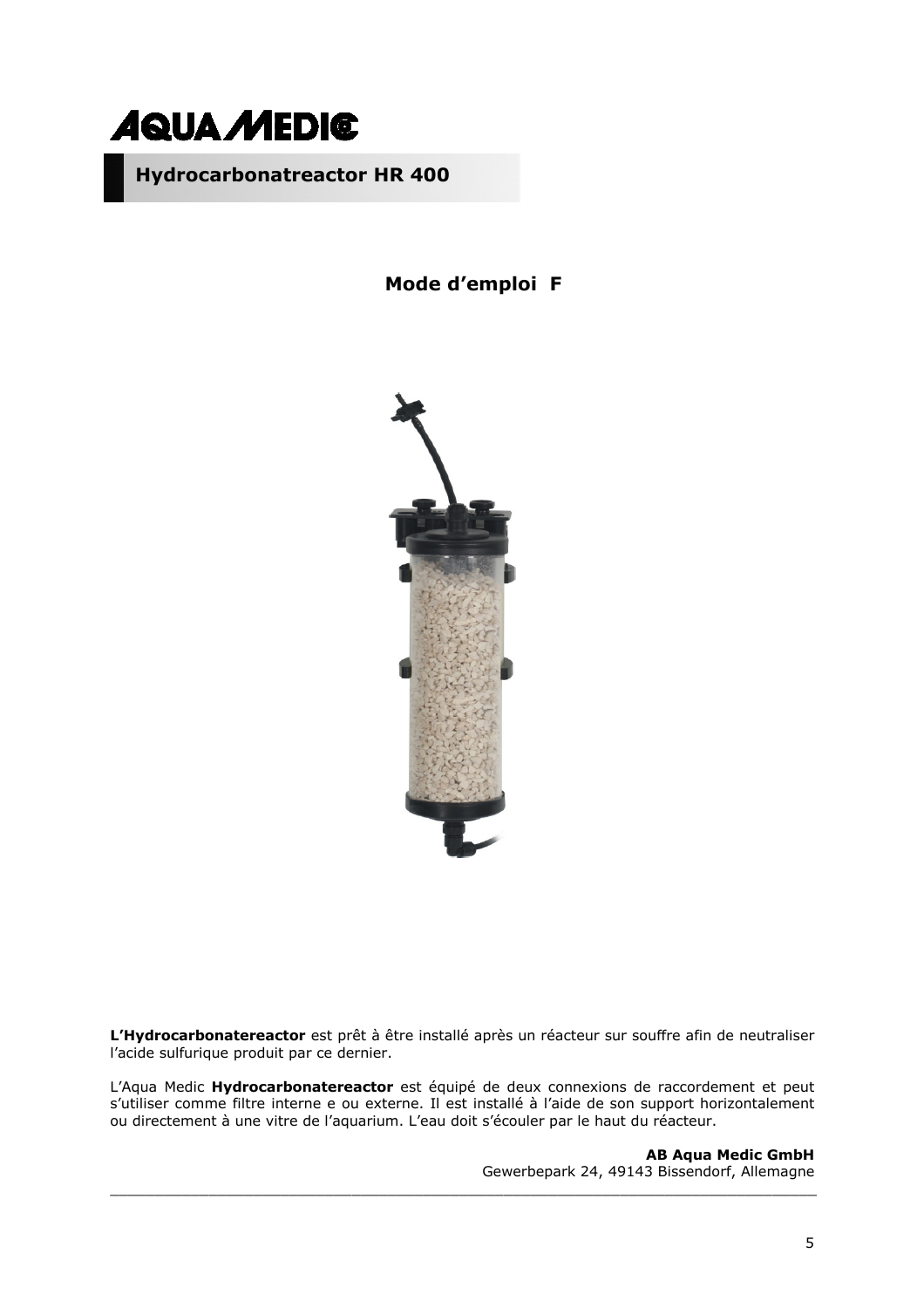# AQUA MEDIC

## Hydrocarbonatreactor HR 400

**Mode d'emploi F**

**L'Hydrocarbonatereactor** est prêt à être installé après un réacteur sur souffre afin de neutraliser l'acide sulfurique produit par ce dernier.

L'Aqua Medic **Hydrocarbonatereactor** est équipé de deux connexions de raccordement et peut s'utiliser comme filtre interne e ou externe. Il est installé à l'aide de son support horizontalement ou directement à une vitre de l'aquarium. L'eau doit s'écouler par le haut du réacteur.

**AB Aqua Medic GmbH**
Gewerbepark 24, 49143 Bissendorf, Allemagne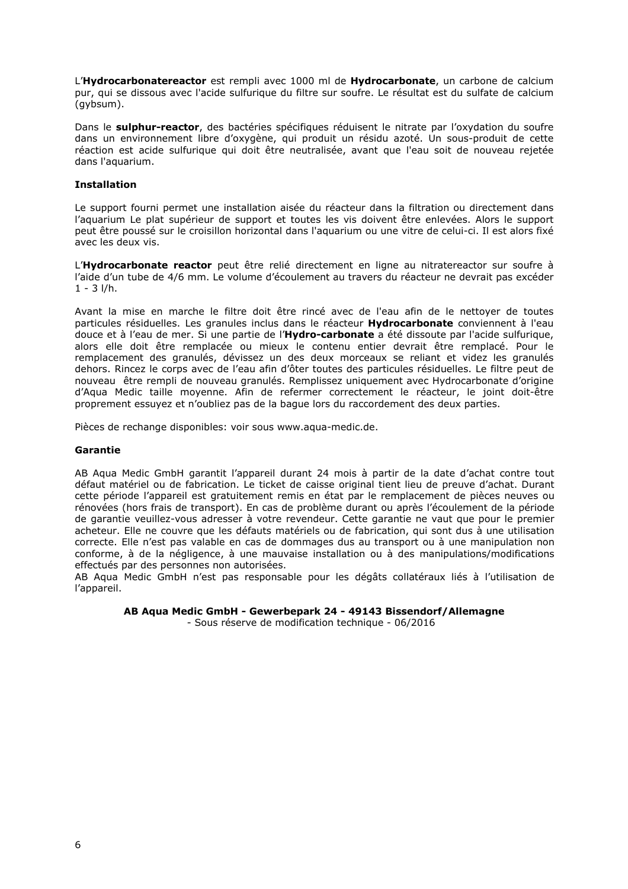L'**Hydrocarbonatereactor** est rempli avec 1000 ml de **Hydrocarbonate**, un carbone de calcium pur, qui se dissous avec l'acide sulfurique du filtre sur soufre. Le résultat est du sulfate de calcium (gybsum).

Dans le **sulphur-reactor**, des bactéries spécifiques réduisent le nitrate par l'oxydation du soufre dans un environnement libre d'oxygène, qui produit un résidu azoté. Un sous-produit de cette réaction est acide sulfurique qui doit être neutralisée, avant que l'eau soit de nouveau rejetée dans l'aquarium.

**Installation**

Le support fourni permet une installation aisée du réacteur dans la filtration ou directement dans l'aquarium Le plat supérieur de support et toutes les vis doivent être enlevées. Alors le support peut être poussé sur le croisillon horizontal dans l'aquarium ou une vitre de celui-ci. Il est alors fixé avec les deux vis.

L'**Hydrocarbonate reactor** peut être relié directement en ligne au nitratereactor sur soufre à l'aide d'un tube de 4/6 mm. Le volume d'écoulement au travers du réacteur ne devrait pas excéder 1 - 3 l/h.

Avant la mise en marche le filtre doit être rincé avec de l'eau afin de le nettoyer de toutes particules résiduelles. Les granules inclus dans le réacteur **Hydrocarbonate** conviennent à l'eau douce et à l'eau de mer. Si une partie de l'**Hydro-carbonate** a été dissoute par l'acide sulfurique, alors elle doit être remplacée ou mieux le contenu entier devrait être remplacé. Pour le remplacement des granulés, dévissez un des deux morceaux se reliant et videz les granulés dehors. Rincez le corps avec de l'eau afin d'ôter toutes des particules résiduelles. Le filtre peut de nouveau être rempli de nouveau granulés. Remplissez uniquement avec Hydrocarbonate d'origine d'Aqua Medic taille moyenne. Afin de refermer correctement le réacteur, le joint doit-être proprement essuyez et n'oubliez pas de la bague lors du raccordement des deux parties.

Pièces de rechange disponibles: voir sous www.aqua-medic.de.

**Garantie**

AB Aqua Medic GmbH garantit l'appareil durant 24 mois à partir de la date d'achat contre tout défaut matériel ou de fabrication. Le ticket de caisse original tient lieu de preuve d'achat. Durant cette période l'appareil est gratuitement remis en état par le remplacement de pièces neuves ou rénovées (hors frais de transport). En cas de problème durant ou après l'écoulement de la période de garantie veuillez-vous adresser à votre revendeur. Cette garantie ne vaut que pour le premier acheteur. Elle ne couvre que les défauts matériels ou de fabrication, qui sont dus à une utilisation correcte. Elle n'est pas valable en cas de dommages dus au transport ou à une manipulation non conforme, à de la négligence, à une mauvaise installation ou à des manipulations/modifications effectués par des personnes non autorisées.
AB Aqua Medic GmbH n'est pas responsable pour les dégâts collatéraux liés à l'utilisation de l'appareil.

**AB Aqua Medic GmbH - Gewerbepark 24 - 49143 Bissendorf/Allemagne**
- Sous réserve de modification technique - 06/2016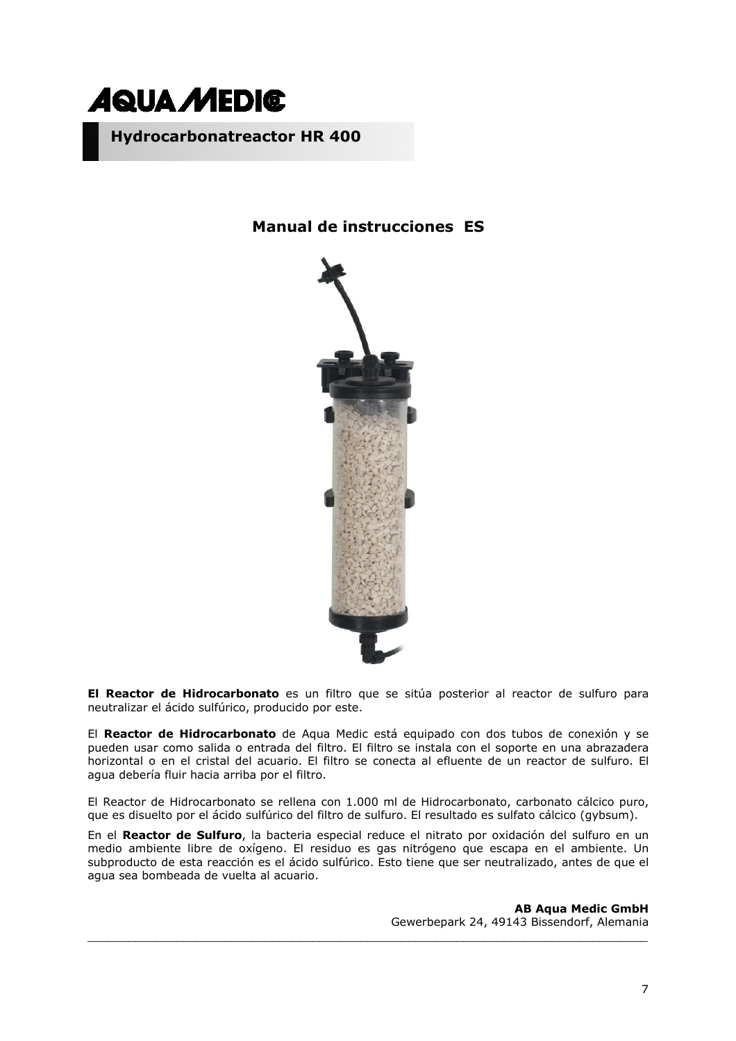**AQUA MEDIC**

## Hydrocarbonatreactor HR 400

### Manual de instrucciones ES

**El Reactor de Hidrocarbonato** es un filtro que se sitúa posterior al reactor de sulfuro para neutralizar el ácido sulfúrico, producido por este.

El **Reactor de Hidrocarbonato** de Aqua Medic está equipado con dos tubos de conexión y se pueden usar como salida o entrada del filtro. El filtro se instala con el soporte en una abrazadera horizontal o en el cristal del acuario. El filtro se conecta al efluente de un reactor de sulfuro. El agua debería fluir hacia arriba por el filtro.

El Reactor de Hidrocarbonato se rellena con 1.000 ml de Hidrocarbonato, carbonato cálcico puro, que es disuelto por el ácido sulfúrico del filtro de sulfuro. El resultado es sulfato cálcico (gybsum).

En el **Reactor de Sulfuro**, la bacteria especial reduce el nitrato por oxidación del sulfuro en un medio ambiente libre de oxígeno. El residuo es gas nitrógeno que escapa en el ambiente. Un subproducto de esta reacción es el ácido sulfúrico. Esto tiene que ser neutralizado, antes de que el agua sea bombeada de vuelta al acuario.

**AB Aqua Medic GmbH**
Gewerbepark 24, 49143 Bissendorf, Alemania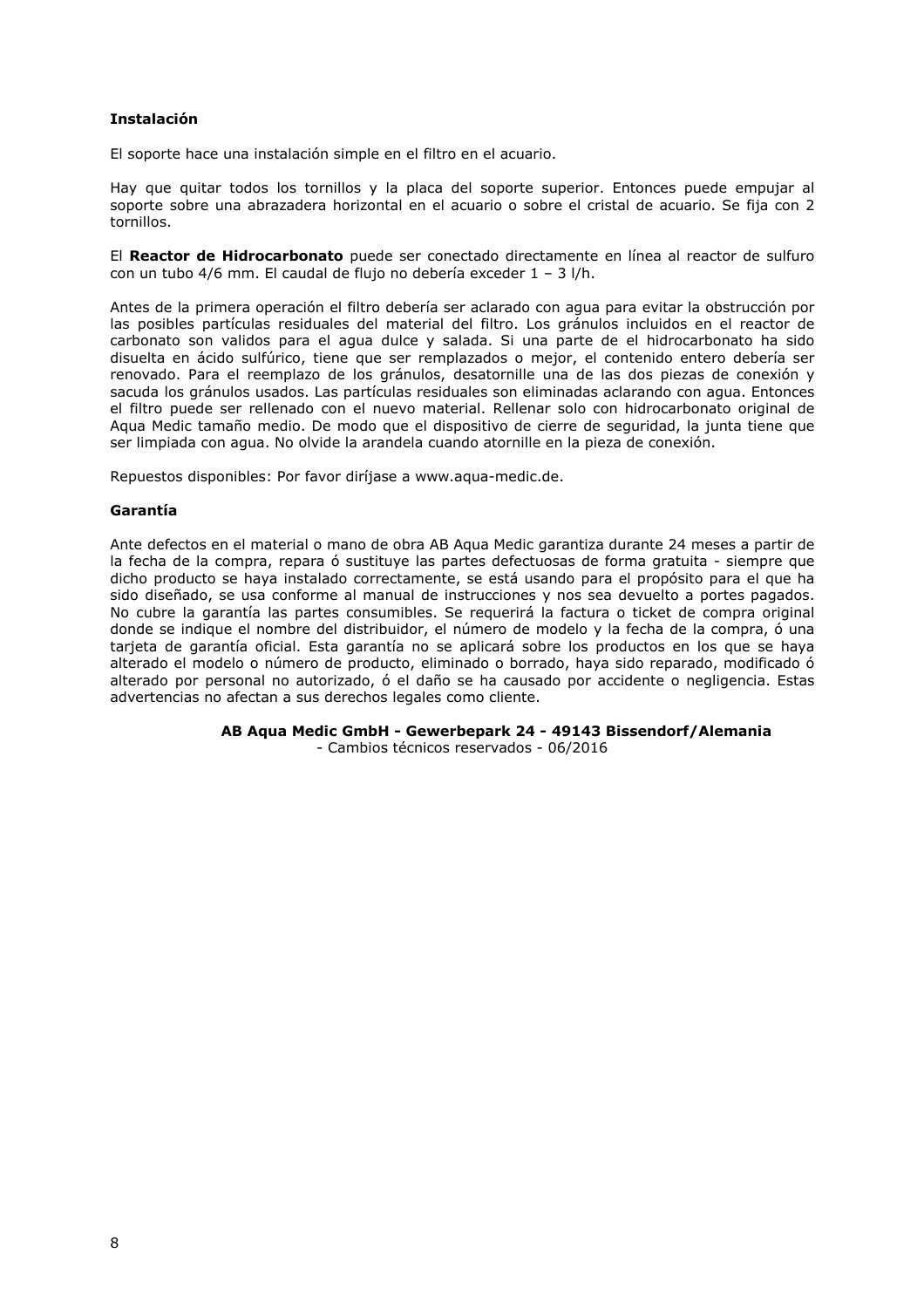**Instalación**

El soporte hace una instalación simple en el filtro en el acuario.

Hay que quitar todos los tornillos y la placa del soporte superior. Entonces puede empujar al soporte sobre una abrazadera horizontal en el acuario o sobre el cristal de acuario. Se fija con 2 tornillos.

El **Reactor de Hidrocarbonato** puede ser conectado directamente en línea al reactor de sulfuro con un tubo 4/6 mm. El caudal de flujo no debería exceder 1 – 3 l/h.

Antes de la primera operación el filtro debería ser aclarado con agua para evitar la obstrucción por las posibles partículas residuales del material del filtro. Los gránulos incluidos en el reactor de carbonato son validos para el agua dulce y salada. Si una parte de el hidrocarbonato ha sido disuelta en ácido sulfúrico, tiene que ser remplazados o mejor, el contenido entero debería ser renovado. Para el reemplazo de los gránulos, desatornille una de las dos piezas de conexión y sacuda los gránulos usados. Las partículas residuales son eliminadas aclarando con agua. Entonces el filtro puede ser rellenado con el nuevo material. Rellenar solo con hidrocarbonato original de Aqua Medic tamaño medio. De modo que el dispositivo de cierre de seguridad, la junta tiene que ser limpiada con agua. No olvide la arandela cuando atornille en la pieza de conexión.

Repuestos disponibles: Por favor diríjase a www.aqua-medic.de.

**Garantía**

Ante defectos en el material o mano de obra AB Aqua Medic garantiza durante 24 meses a partir de la fecha de la compra, repara ó sustituye las partes defectuosas de forma gratuita - siempre que dicho producto se haya instalado correctamente, se está usando para el propósito para el que ha sido diseñado, se usa conforme al manual de instrucciones y nos sea devuelto a portes pagados. No cubre la garantía las partes consumibles. Se requerirá la factura o ticket de compra original donde se indique el nombre del distribuidor, el número de modelo y la fecha de la compra, ó una tarjeta de garantía oficial. Esta garantía no se aplicará sobre los productos en los que se haya alterado el modelo o número de producto, eliminado o borrado, haya sido reparado, modificado ó alterado por personal no autorizado, ó el daño se ha causado por accidente o negligencia. Estas advertencias no afectan a sus derechos legales como cliente.

**AB Aqua Medic GmbH - Gewerbepark 24 - 49143 Bissendorf/Alemania**

- Cambios técnicos reservados - 06/2016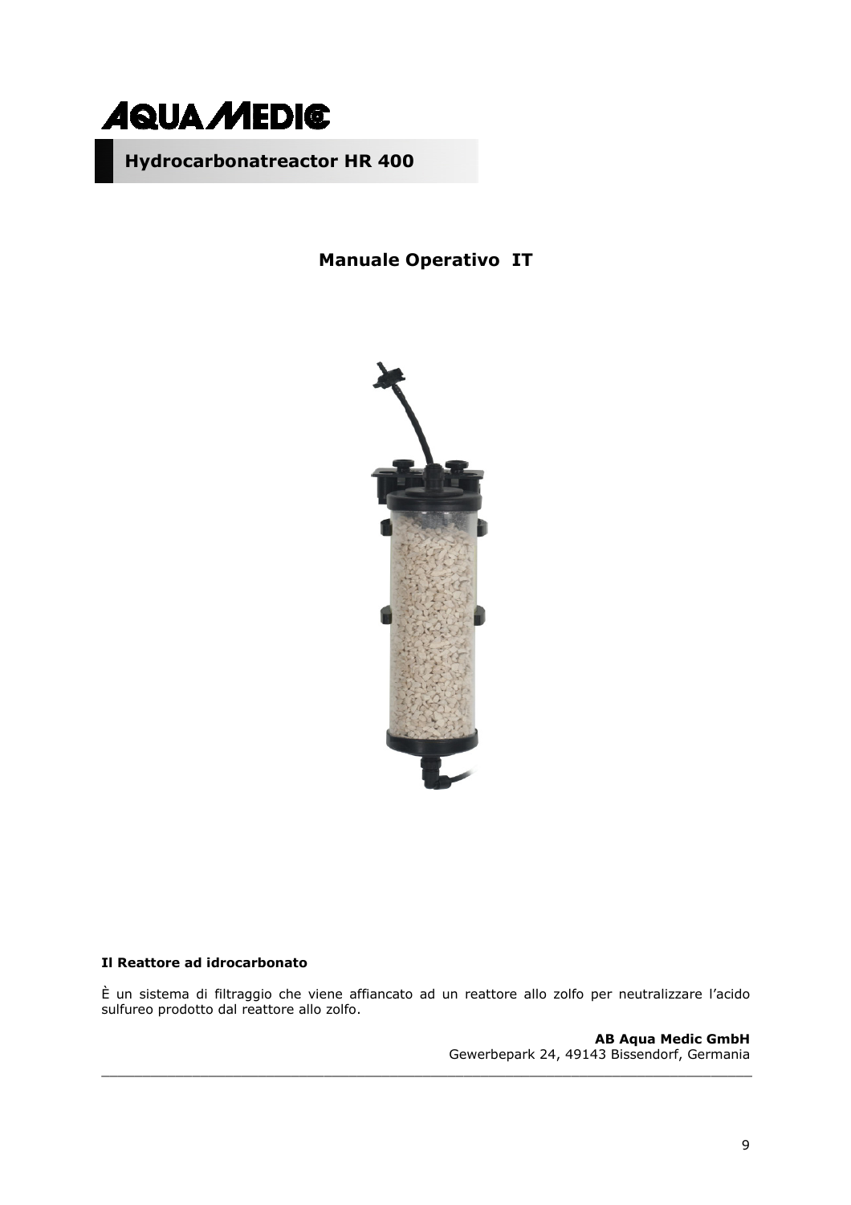# AQUA MEDIC

## Hydrocarbonatreactor HR 400

### Manuale Operativo IT

**Il Reattore ad idrocarbonato**

È un sistema di filtraggio che viene affiancato ad un reattore allo zolfo per neutralizzare l'acido sulfureo prodotto dal reattore allo zolfo.

**AB Aqua Medic GmbH**
Gewerbepark 24, 49143 Bissendorf, Germania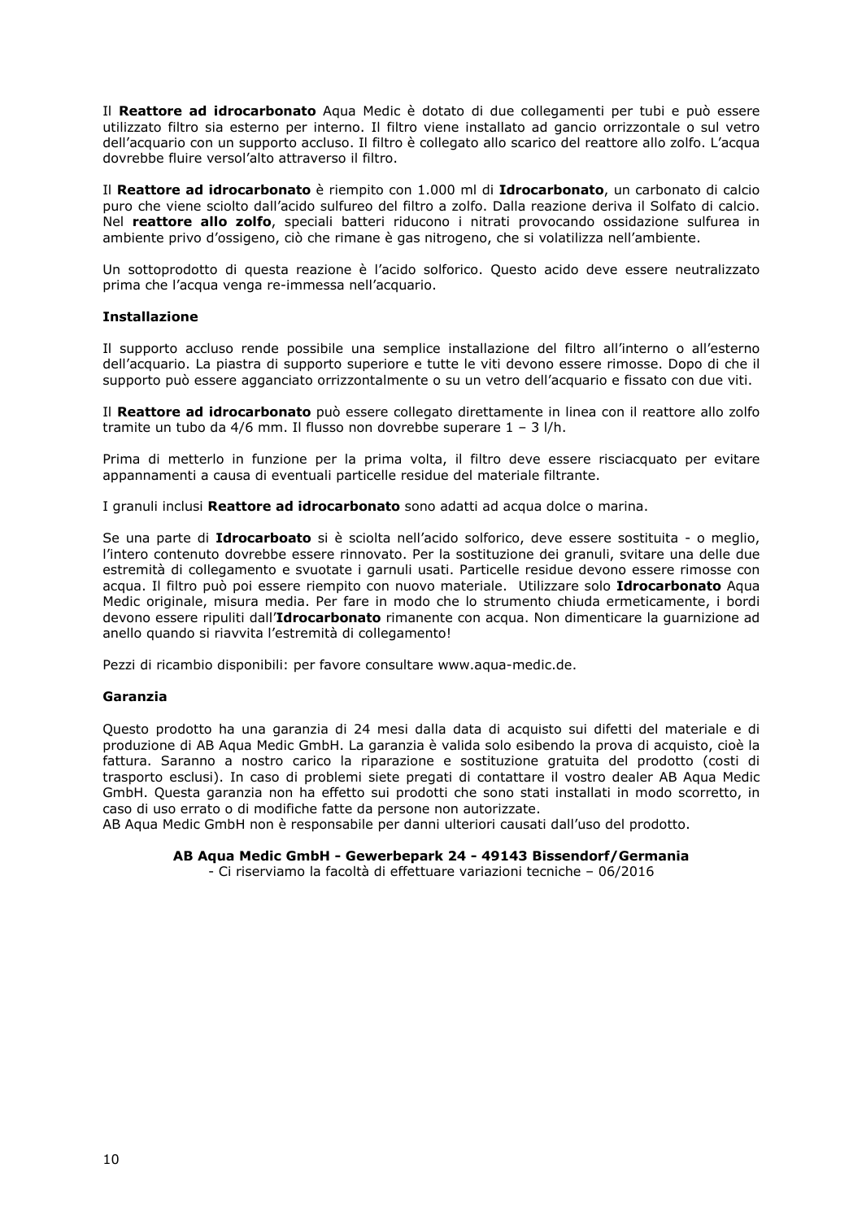Il **Reattore ad idrocarbonato** Aqua Medic è dotato di due collegamenti per tubi e può essere utilizzato filtro sia esterno per interno. Il filtro viene installato ad gancio orrizzontale o sul vetro dell'acquario con un supporto accluso. Il filtro è collegato allo scarico del reattore allo zolfo. L'acqua dovrebbe fluire versol'alto attraverso il filtro.

Il **Reattore ad idrocarbonato** è riempito con 1.000 ml di **Idrocarbonato**, un carbonato di calcio puro che viene sciolto dall'acido sulfureo del filtro a zolfo. Dalla reazione deriva il Solfato di calcio. Nel **reattore allo zolfo**, speciali batteri riducono i nitrati provocando ossidazione sulfurea in ambiente privo d'ossigeno, ciò che rimane è gas nitrogeno, che si volatilizza nell'ambiente.

Un sottoprodotto di questa reazione è l'acido solforico. Questo acido deve essere neutralizzato prima che l'acqua venga re-immessa nell'acquario.

### Installazione

Il supporto accluso rende possibile una semplice installazione del filtro all'interno o all'esterno dell'acquario. La piastra di supporto superiore e tutte le viti devono essere rimosse. Dopo di che il supporto può essere agganciato orrizzontalmente o su un vetro dell'acquario e fissato con due viti.

Il **Reattore ad idrocarbonato** può essere collegato direttamente in linea con il reattore allo zolfo tramite un tubo da 4/6 mm. Il flusso non dovrebbe superare 1 – 3 l/h.

Prima di metterlo in funzione per la prima volta, il filtro deve essere risciacquato per evitare appannamenti a causa di eventuali particelle residue del materiale filtrante.

I granuli inclusi **Reattore ad idrocarbonato** sono adatti ad acqua dolce o marina.

Se una parte di **Idrocarboato** si è sciolta nell'acido solforico, deve essere sostituita - o meglio, l'intero contenuto dovrebbe essere rinnovato. Per la sostituzione dei granuli, svitare una delle due estremità di collegamento e svuotate i garnuli usati. Particelle residue devono essere rimosse con acqua. Il filtro può poi essere riempito con nuovo materiale. Utilizzare solo **Idrocarbonato** Aqua Medic originale, misura media. Per fare in modo che lo strumento chiuda ermeticamente, i bordi devono essere ripuliti dall'**Idrocarbonato** rimanente con acqua. Non dimenticare la guarnizione ad anello quando si riavvita l'estremità di collegamento!

Pezzi di ricambio disponibili: per favore consultare www.aqua-medic.de.

### Garanzia

Questo prodotto ha una garanzia di 24 mesi dalla data di acquisto sui difetti del materiale e di produzione di AB Aqua Medic GmbH. La garanzia è valida solo esibendo la prova di acquisto, cioè la fattura. Saranno a nostro carico la riparazione e sostituzione gratuita del prodotto (costi di trasporto esclusi). In caso di problemi siete pregati di contattare il vostro dealer AB Aqua Medic GmbH. Questa garanzia non ha effetto sui prodotti che sono stati installati in modo scorretto, in caso di uso errato o di modifiche fatte da persone non autorizzate.
AB Aqua Medic GmbH non è responsabile per danni ulteriori causati dall'uso del prodotto.

**AB Aqua Medic GmbH - Gewerbepark 24 - 49143 Bissendorf/Germania**
- Ci riserviamo la facoltà di effettuare variazioni tecniche – 06/2016